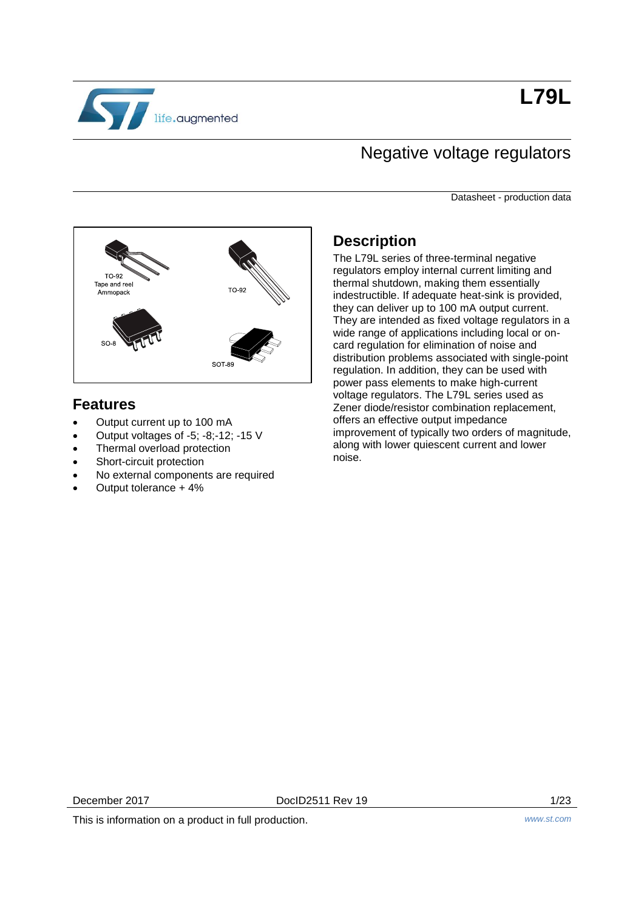# L79L

## Negative voltage regulators

Datasheet - production data

TO-92 Tape and reel Ammopack

TO-92

SO-8

SOT-89

## Features

- Output current up to 100 mA
- Output voltages of -5; -8;-12; -15 V
- Thermal overload protection
- Short-circuit protection
- No external components are required
- Output tolerance + 4%

## Description

The L79L series of three-terminal negative regulators employ internal current limiting and thermal shutdown, making them essentially indestructible. If adequate heat-sink is provided, they can deliver up to 100 mA output current. They are intended as fixed voltage regulators in a wide range of applications including local or on-card regulation for elimination of noise and distribution problems associated with single-point regulation. In addition, they can be used with power pass elements to make high-current voltage regulators. The L79L series used as Zener diode/resistor combination replacement, offers an effective output impedance improvement of typically two orders of magnitude, along with lower quiescent current and lower noise.

December 2017 DocID2511 Rev 19

This is information on a product in full production.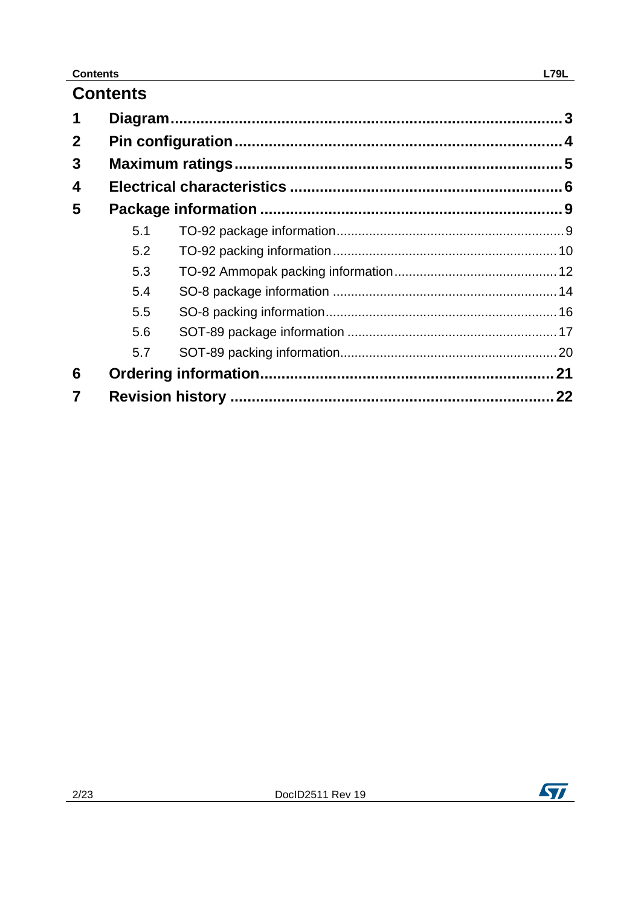# Contents

1 Diagram ........................................................................... 3

2 Pin configuration ........................................................... 4

3 Maximum ratings ............................................................ 5

4 Electrical characteristics ................................................ 6

5 Package information ...................................................... 9

- 5.1 TO-92 package information ............................................. 9
- 5.2 TO-92 packing information ............................................ 10
- 5.3 TO-92 Ammopak packing information ............................ 12
- 5.4 SO-8 package information ............................................. 14
- 5.5 SO-8 packing information .............................................. 16
- 5.6 SOT-89 package information ......................................... 17
- 5.7 SOT-89 packing information .......................................... 20

6 Ordering information .................................................... 21

7 Revision history ............................................................ 22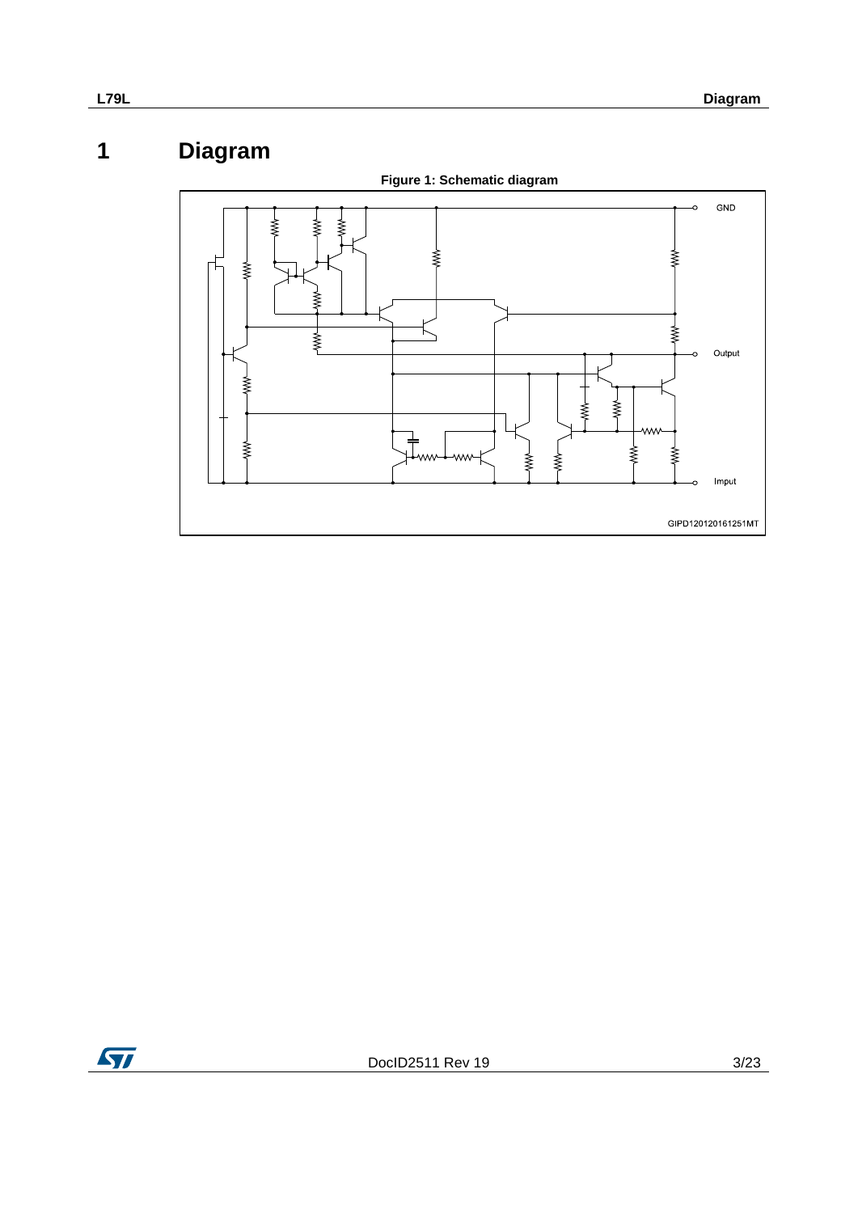# 1 Diagram

**Figure 1: Schematic diagram**

GND

Output

Imput

GIPD120120161251MT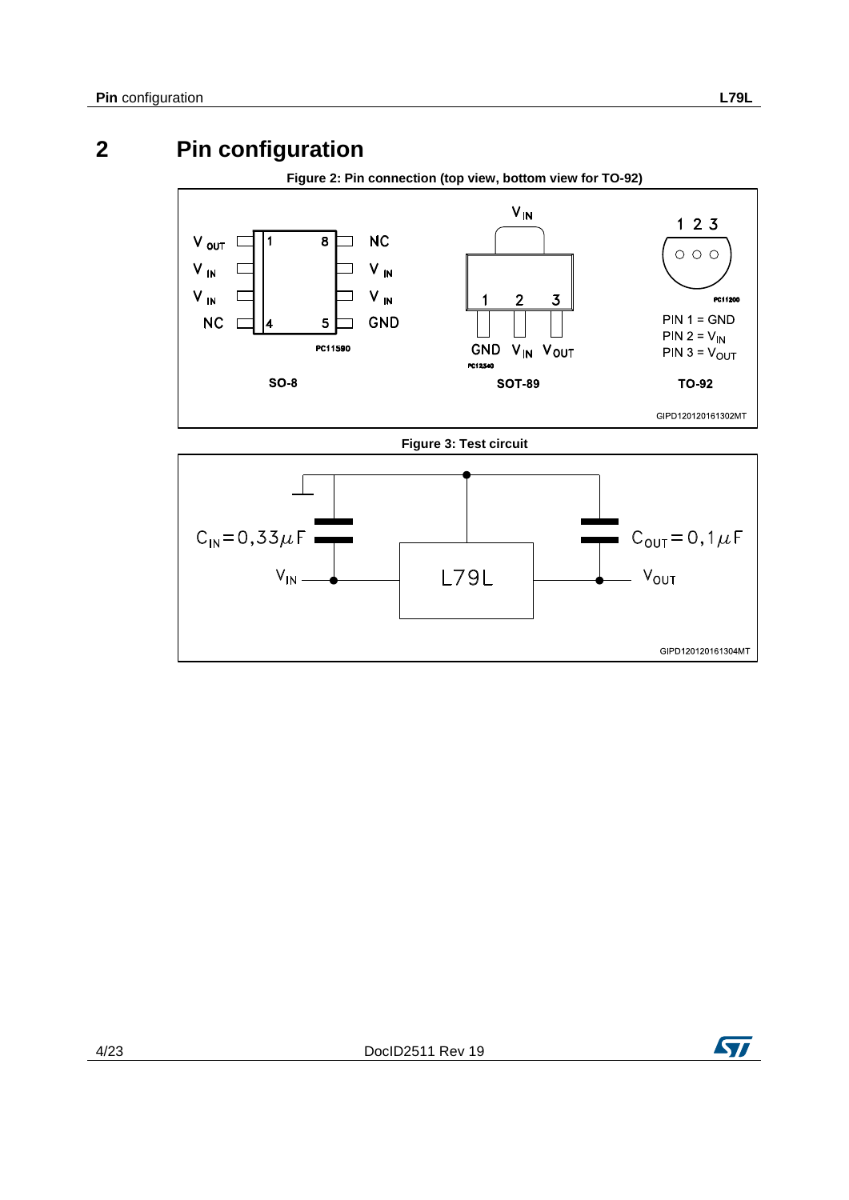# 2 Pin configuration

**Figure 2: Pin connection (top view, bottom view for TO-92)**

**Figure 3: Test circuit**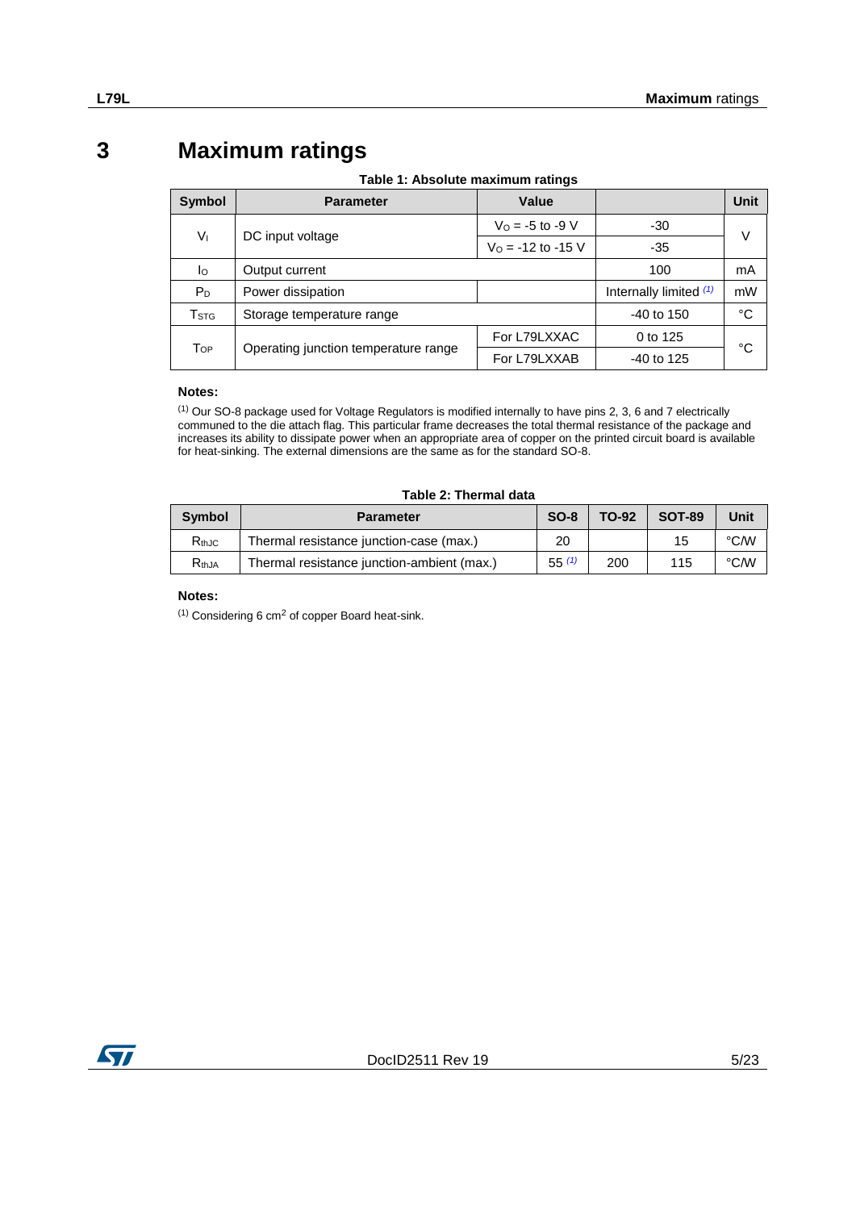# 3 Maximum ratings

**Table 1: Absolute maximum ratings**

| Symbol | Parameter | Value | | Unit |
|---|---|---|---|---|
| $V_I$ | DC input voltage | $V_O$ = -5 to -9 V | -30 | V |
| | | $V_O$ = -12 to -15 V | -35 | |
| $I_O$ | Output current | | 100 | mA |
| $P_D$ | Power dissipation | | Internally limited (1) | mW |
| $T_{STG}$ | Storage temperature range | | -40 to 150 | °C |
| $T_{OP}$ | Operating junction temperature range | For L79LXXAC | 0 to 125 | °C |
| | | For L79LXXAB | -40 to 125 | |

**Notes:**

(1) Our SO-8 package used for Voltage Regulators is modified internally to have pins 2, 3, 6 and 7 electrically communed to the die attach flag. This particular frame decreases the total thermal resistance of the package and increases its ability to dissipate power when an appropriate area of copper on the printed circuit board is available for heat-sinking. The external dimensions are the same as for the standard SO-8.

**Table 2: Thermal data**

| Symbol | Parameter | SO-8 | TO-92 | SOT-89 | Unit |
|---|---|---|---|---|---|
| $R_{thJC}$ | Thermal resistance junction-case (max.) | 20 | | 15 | °C/W |
| $R_{thJA}$ | Thermal resistance junction-ambient (max.) | 55 (1) | 200 | 115 | °C/W |

**Notes:**

(1) Considering 6 $cm^2$ of copper Board heat-sink.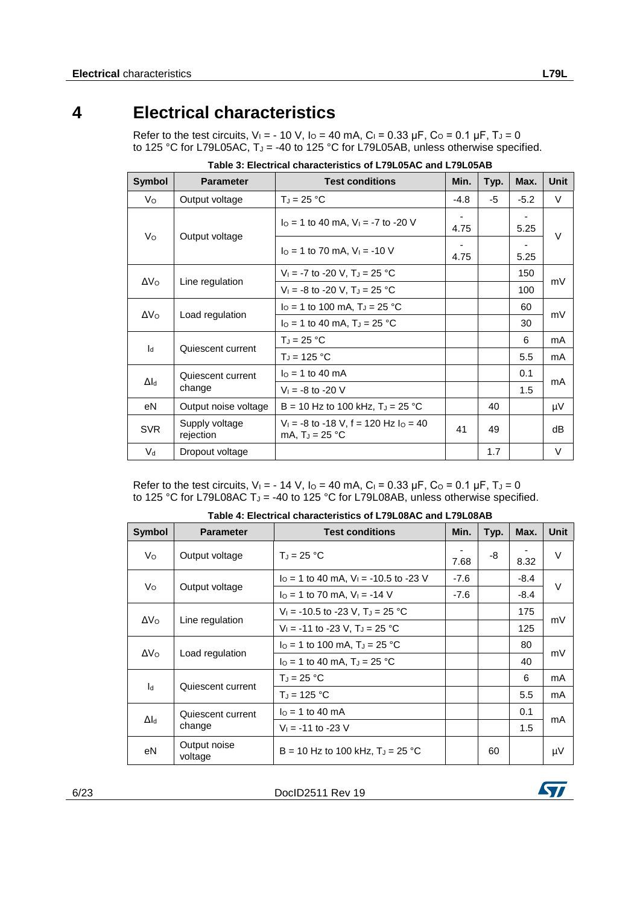# 4 Electrical characteristics

Refer to the test circuits, $V_I$ = - 10 V, $I_O$ = 40 mA, $C_I$ = 0.33 µF, $C_O$ = 0.1 µF, $T_J$ = 0 to 125 °C for L79L05AC, $T_J$ = -40 to 125 °C for L79L05AB, unless otherwise specified.

**Table 3: Electrical characteristics of L79L05AC and L79L05AB**

| Symbol | Parameter | Test conditions | Min. | Typ. | Max. | Unit |
|---|---|---|---|---|---|---|
| $V_O$ | Output voltage | $T_J$ = 25 °C | -4.8 | -5 | -5.2 | V |
| $V_O$ | Output voltage | $I_O$ = 1 to 40 mA, $V_I$ = -7 to -20 V | -4.75 | | -5.25 | V |
| | | $I_O$ = 1 to 70 mA, $V_I$ = -10 V | -4.75 | | -5.25 | |
| $\Delta V_O$ | Line regulation | $V_I$ = -7 to -20 V, $T_J$ = 25 °C | | | 150 | mV |
| | | $V_I$ = -8 to -20 V, $T_J$ = 25 °C | | | 100 | |
| $\Delta V_O$ | Load regulation | $I_O$ = 1 to 100 mA, $T_J$ = 25 °C | | | 60 | mV |
| | | $I_O$ = 1 to 40 mA, $T_J$ = 25 °C | | | 30 | |
| $I_d$ | Quiescent current | $T_J$ = 25 °C | | | 6 | mA |
| | | $T_J$ = 125 °C | | | 5.5 | mA |
| $\Delta I_d$ | Quiescent current change | $I_O$ = 1 to 40 mA | | | 0.1 | mA |
| | | $V_I$ = -8 to -20 V | | | 1.5 | |
| eN | Output noise voltage | B = 10 Hz to 100 kHz, $T_J$ = 25 °C | | 40 | | µV |
| SVR | Supply voltage rejection | $V_I$ = -8 to -18 V, f = 120 Hz $I_O$ = 40 mA, $T_J$ = 25 °C | 41 | 49 | | dB |
| $V_d$ | Dropout voltage | | | 1.7 | | V |

Refer to the test circuits, $V_I$ = - 14 V, $I_O$ = 40 mA, $C_I$ = 0.33 µF, $C_O$ = 0.1 µF, $T_J$ = 0 to 125 °C for L79L08AC $T_J$ = -40 to 125 °C for L79L08AB, unless otherwise specified.

**Table 4: Electrical characteristics of L79L08AC and L79L08AB**

| Symbol | Parameter | Test conditions | Min. | Typ. | Max. | Unit |
|---|---|---|---|---|---|---|
| $V_O$ | Output voltage | $T_J$ = 25 °C | -7.68 | -8 | -8.32 | V |
| $V_O$ | Output voltage | $I_O$ = 1 to 40 mA, $V_I$ = -10.5 to -23 V | -7.6 | | -8.4 | V |
| | | $I_O$ = 1 to 70 mA, $V_I$ = -14 V | -7.6 | | -8.4 | |
| $\Delta V_O$ | Line regulation | $V_I$ = -10.5 to -23 V, $T_J$ = 25 °C | | | 175 | mV |
| | | $V_I$ = -11 to -23 V, $T_J$ = 25 °C | | | 125 | |
| $\Delta V_O$ | Load regulation | $I_O$ = 1 to 100 mA, $T_J$ = 25 °C | | | 80 | mV |
| | | $I_O$ = 1 to 40 mA, $T_J$ = 25 °C | | | 40 | |
| $I_d$ | Quiescent current | $T_J$ = 25 °C | | | 6 | mA |
| | | $T_J$ = 125 °C | | | 5.5 | mA |
| $\Delta I_d$ | Quiescent current change | $I_O$ = 1 to 40 mA | | | 0.1 | mA |
| | | $V_I$ = -11 to -23 V | | | 1.5 | |
| eN | Output noise voltage | B = 10 Hz to 100 kHz, $T_J$ = 25 °C | | 60 | | µV |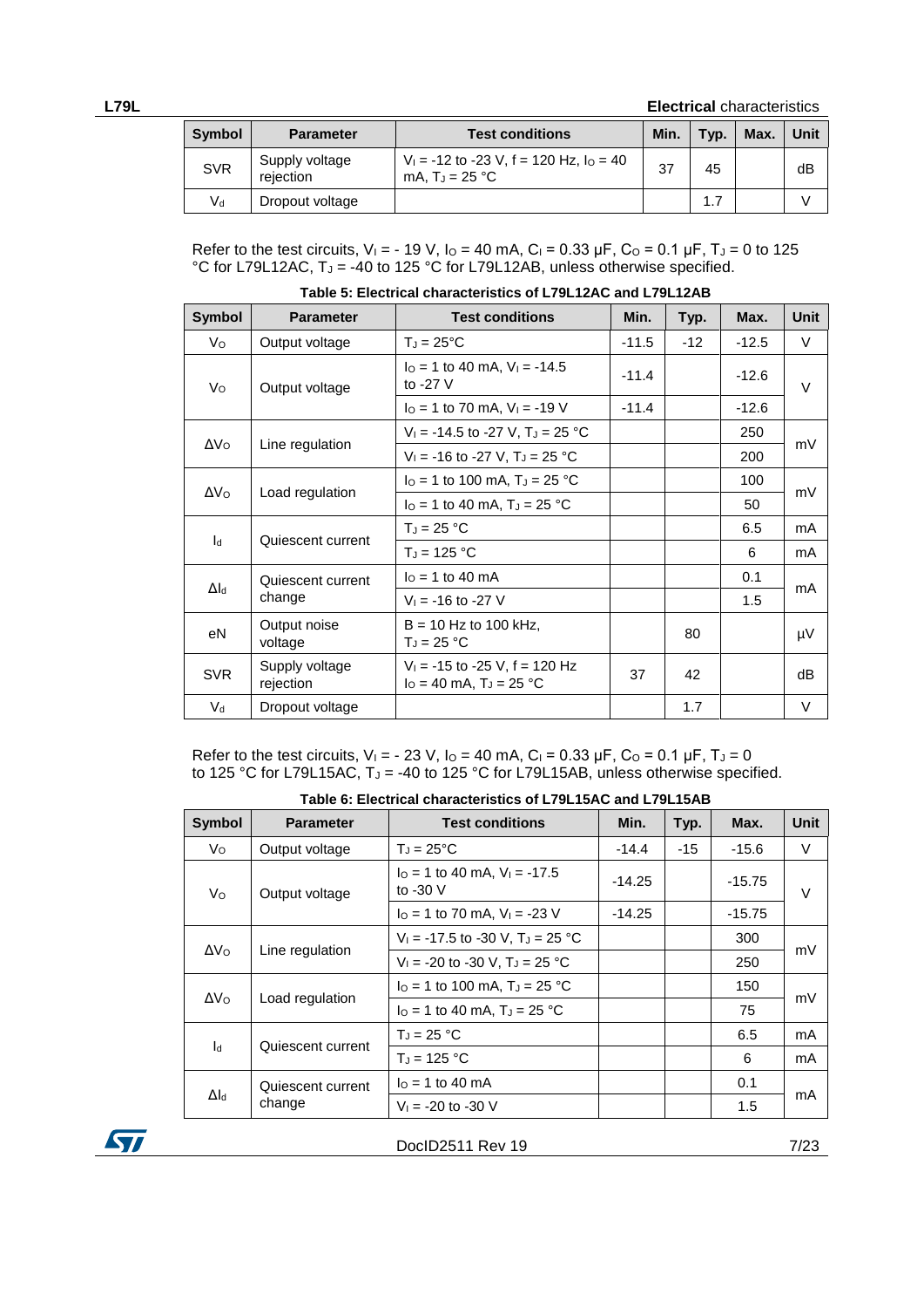| Symbol | Parameter | Test conditions | Min. | Typ. | Max. | Unit |
|---|---|---|---|---|---|---|
| SVR | Supply voltage rejection | $V_I$ = -12 to -23 V, f = 120 Hz, $I_O$ = 40 mA, $T_J$ = 25 °C | 37 | 45 | | dB |
| $V_d$ | Dropout voltage | | | 1.7 | | V |

Refer to the test circuits, $V_I$ = - 19 V, $I_O$ = 40 mA, $C_I$ = 0.33 µF, $C_O$ = 0.1 µF, $T_J$ = 0 to 125 °C for L79L12AC, $T_J$ = -40 to 125 °C for L79L12AB, unless otherwise specified.

**Table 5: Electrical characteristics of L79L12AC and L79L12AB**

| Symbol | Parameter | Test conditions | Min. | Typ. | Max. | Unit |
|---|---|---|---|---|---|---|
| $V_O$ | Output voltage | $T_J$ = 25°C | -11.5 | -12 | -12.5 | V |
| $V_O$ | Output voltage | $I_O$ = 1 to 40 mA, $V_I$ = -14.5 to -27 V | -11.4 | | -12.6 | V |
| | | $I_O$ = 1 to 70 mA, $V_I$ = -19 V | -11.4 | | -12.6 | |
| $\Delta V_O$ | Line regulation | $V_I$ = -14.5 to -27 V, $T_J$ = 25 °C | | | 250 | mV |
| | | $V_I$ = -16 to -27 V, $T_J$ = 25 °C | | | 200 | |
| $\Delta V_O$ | Load regulation | $I_O$ = 1 to 100 mA, $T_J$ = 25 °C | | | 100 | mV |
| | | $I_O$ = 1 to 40 mA, $T_J$ = 25 °C | | | 50 | |
| $I_d$ | Quiescent current | $T_J$ = 25 °C | | | 6.5 | mA |
| | | $T_J$ = 125 °C | | | 6 | mA |
| $\Delta I_d$ | Quiescent current change | $I_O$ = 1 to 40 mA | | | 0.1 | mA |
| | | $V_I$ = -16 to -27 V | | | 1.5 | |
| eN | Output noise voltage | B = 10 Hz to 100 kHz, $T_J$ = 25 °C | | 80 | | µV |
| SVR | Supply voltage rejection | $V_I$ = -15 to -25 V, f = 120 Hz $I_O$ = 40 mA, $T_J$ = 25 °C | 37 | 42 | | dB |
| $V_d$ | Dropout voltage | | | 1.7 | | V |

Refer to the test circuits, $V_I$ = - 23 V, $I_O$ = 40 mA, $C_I$ = 0.33 µF, $C_O$ = 0.1 µF, $T_J$ = 0 to 125 °C for L79L15AC, $T_J$ = -40 to 125 °C for L79L15AB, unless otherwise specified.

**Table 6: Electrical characteristics of L79L15AC and L79L15AB**

| Symbol | Parameter | Test conditions | Min. | Typ. | Max. | Unit |
|---|---|---|---|---|---|---|
| $V_O$ | Output voltage | $T_J$ = 25°C | -14.4 | -15 | -15.6 | V |
| $V_O$ | Output voltage | $I_O$ = 1 to 40 mA, $V_I$ = -17.5 to -30 V | -14.25 | | -15.75 | V |
| | | $I_O$ = 1 to 70 mA, $V_I$ = -23 V | -14.25 | | -15.75 | |
| $\Delta V_O$ | Line regulation | $V_I$ = -17.5 to -30 V, $T_J$ = 25 °C | | | 300 | mV |
| | | $V_I$ = -20 to -30 V, $T_J$ = 25 °C | | | 250 | |
| $\Delta V_O$ | Load regulation | $I_O$ = 1 to 100 mA, $T_J$ = 25 °C | | | 150 | mV |
| | | $I_O$ = 1 to 40 mA, $T_J$ = 25 °C | | | 75 | |
| $I_d$ | Quiescent current | $T_J$ = 25 °C | | | 6.5 | mA |
| | | $T_J$ = 125 °C | | | 6 | mA |
| $\Delta I_d$ | Quiescent current change | $I_O$ = 1 to 40 mA | | | 0.1 | mA |
| | | $V_I$ = -20 to -30 V | | | 1.5 | |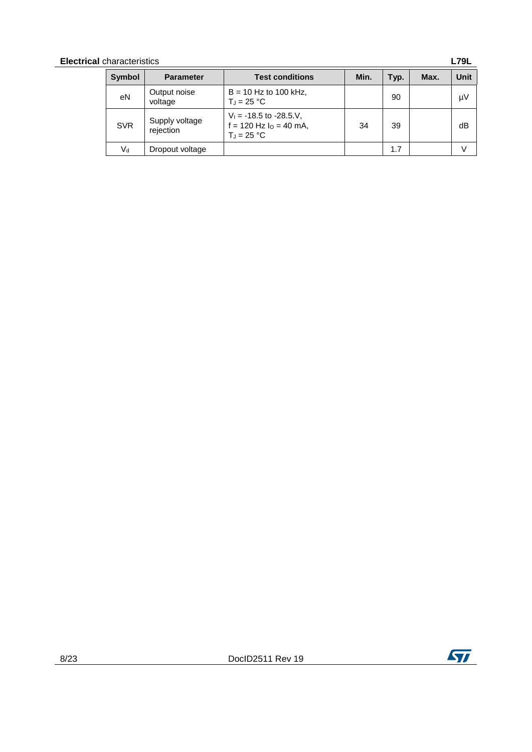| Symbol | Parameter | Test conditions | Min. | Typ. | Max. | Unit |
|---|---|---|---|---|---|---|
| eN | Output noise voltage | B = 10 Hz to 100 kHz, $T_J$ = 25 °C | | 90 | | µV |
| SVR | Supply voltage rejection | $V_I$ = -18.5 to -28.5.V, f = 120 Hz $I_O$ = 40 mA, $T_J$ = 25 °C | 34 | 39 | | dB |
| $V_d$ | Dropout voltage | | | 1.7 | | V |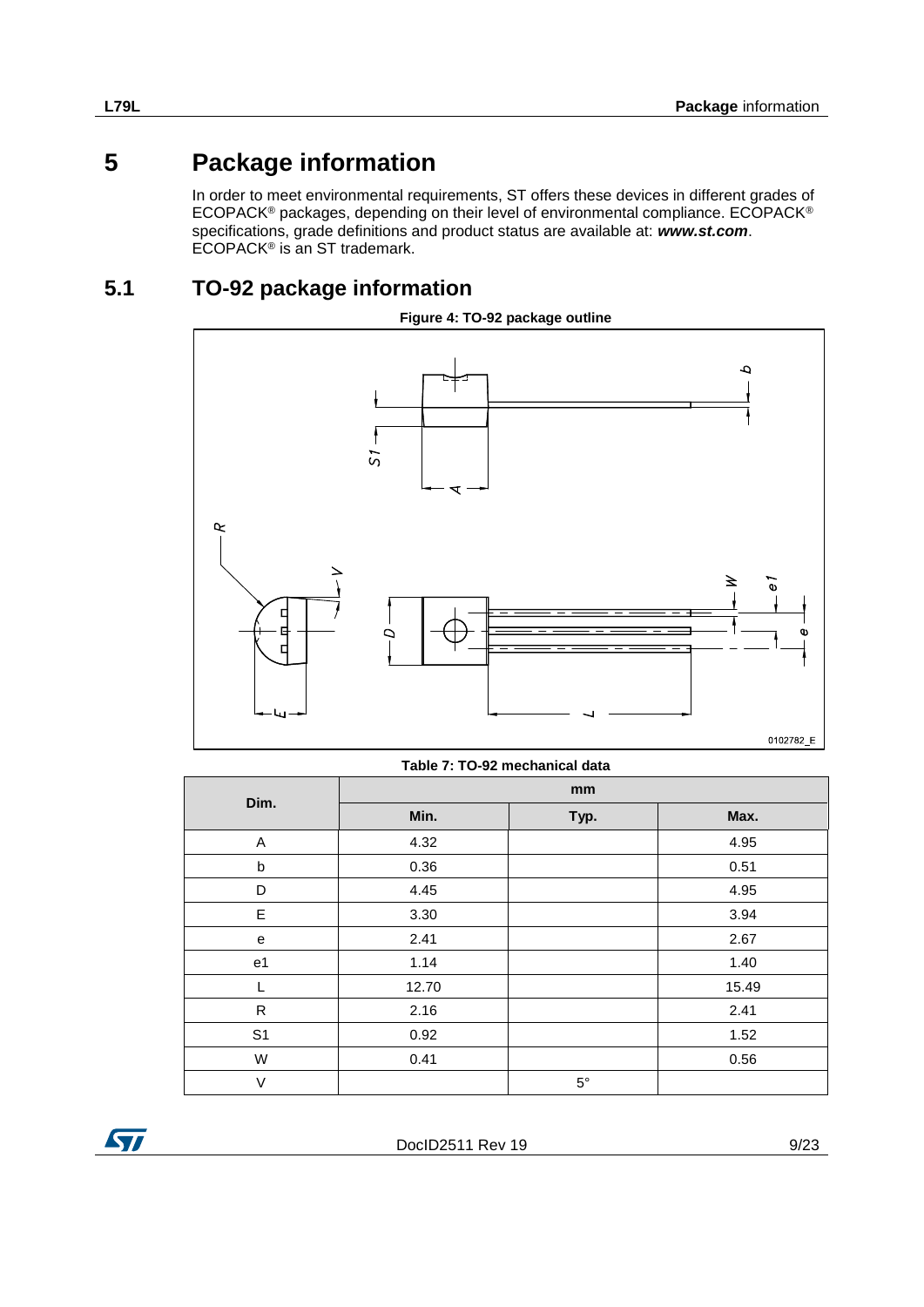# 5 Package information

In order to meet environmental requirements, ST offers these devices in different grades of ECOPACK® packages, depending on their level of environmental compliance. ECOPACK® specifications, grade definitions and product status are available at: ***www.st.com***. ECOPACK® is an ST trademark.

## 5.1 TO-92 package information

**Figure 4: TO-92 package outline**

**Table 7: TO-92 mechanical data**

| Dim. | mm | | |
|---|---|---|---|
| | **Min.** | **Typ.** | **Max.** |
| A | 4.32 | | 4.95 |
| b | 0.36 | | 0.51 |
| D | 4.45 | | 4.95 |
| E | 3.30 | | 3.94 |
| e | 2.41 | | 2.67 |
| e1 | 1.14 | | 1.40 |
| L | 12.70 | | 15.49 |
| R | 2.16 | | 2.41 |
| S1 | 0.92 | | 1.52 |
| W | 0.41 | | 0.56 |
| V | | 5° | |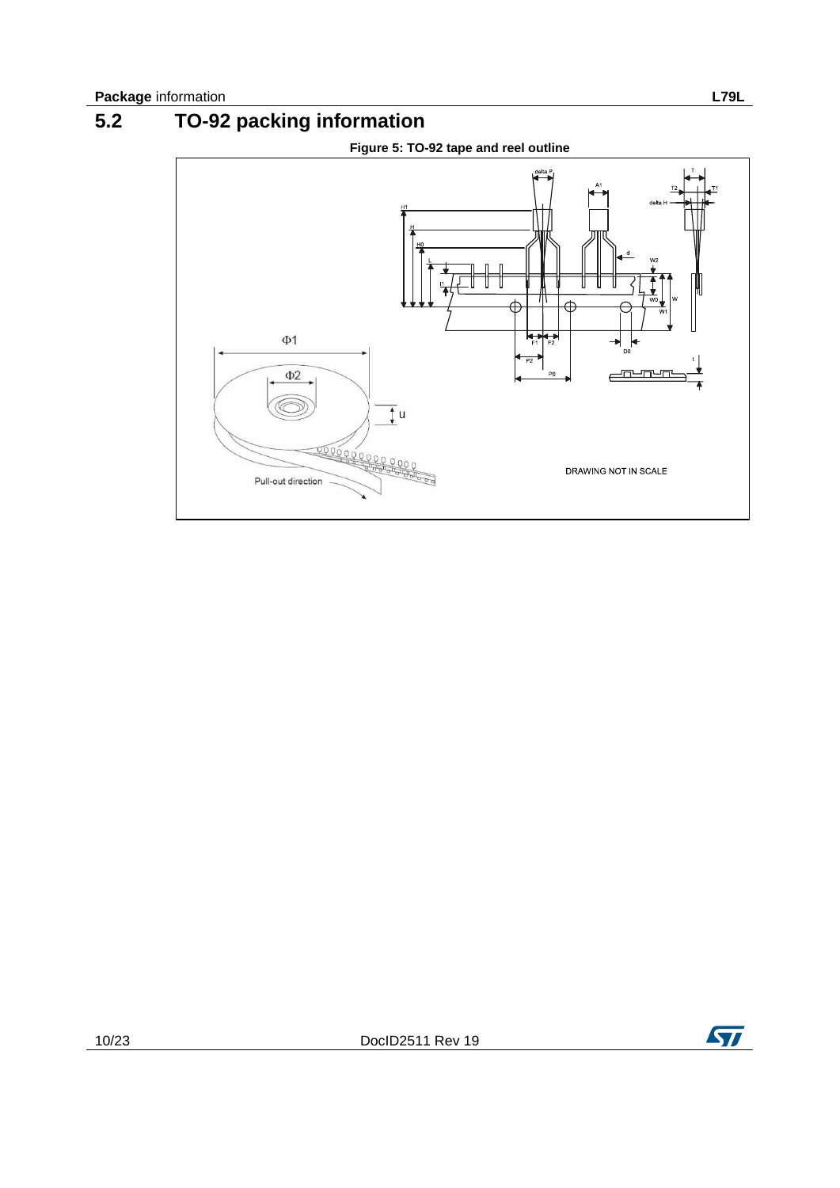## 5.2 TO-92 packing information

**Figure 5: TO-92 tape and reel outline**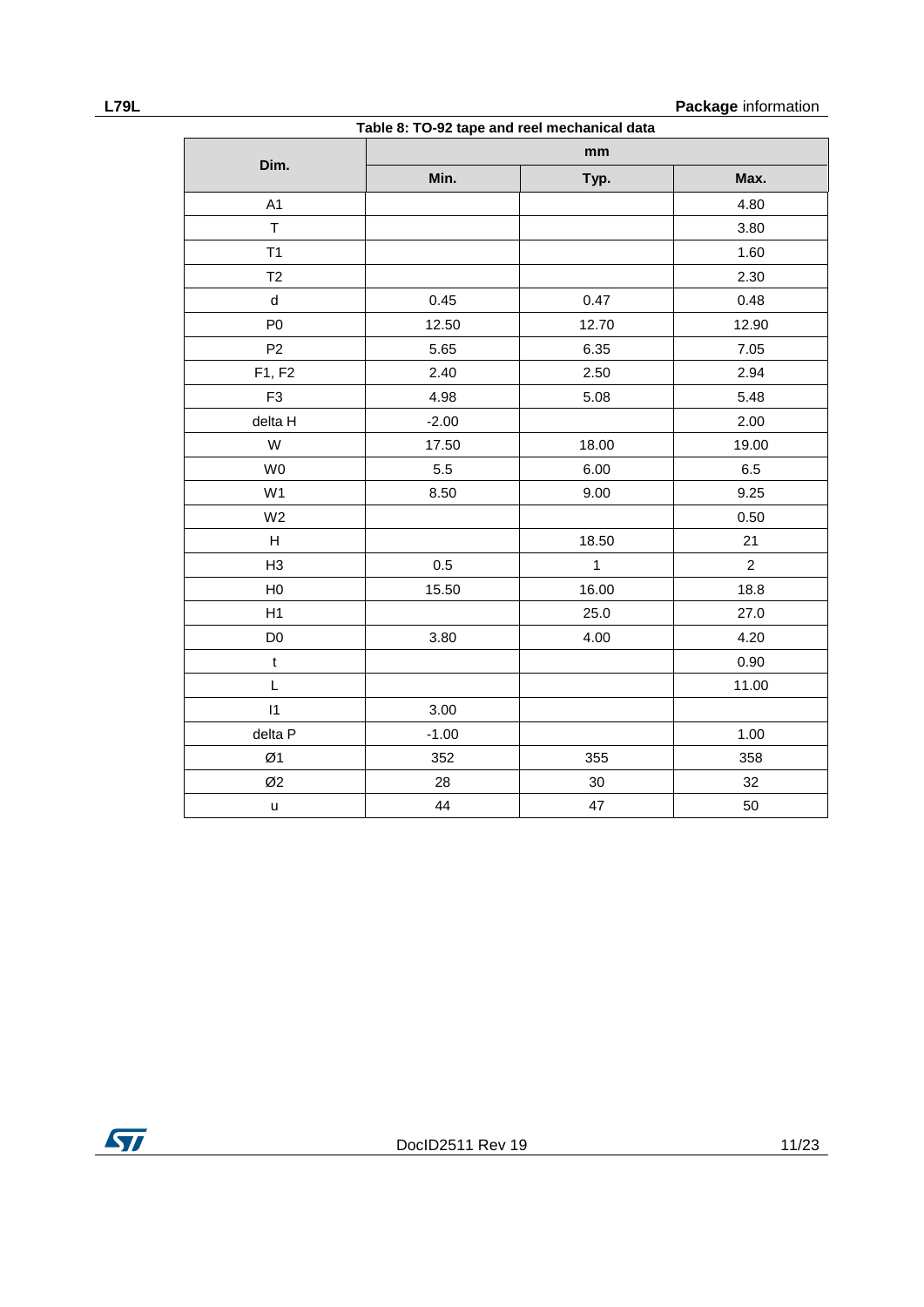Table 8: TO-92 tape and reel mechanical data

| Dim. | mm | | |
|---|---|---|---|
| | Min. | Typ. | Max. |
| A1 | | | 4.80 |
| T | | | 3.80 |
| T1 | | | 1.60 |
| T2 | | | 2.30 |
| d | 0.45 | 0.47 | 0.48 |
| P0 | 12.50 | 12.70 | 12.90 |
| P2 | 5.65 | 6.35 | 7.05 |
| F1, F2 | 2.40 | 2.50 | 2.94 |
| F3 | 4.98 | 5.08 | 5.48 |
| delta H | -2.00 | | 2.00 |
| W | 17.50 | 18.00 | 19.00 |
| W0 | 5.5 | 6.00 | 6.5 |
| W1 | 8.50 | 9.00 | 9.25 |
| W2 | | | 0.50 |
| H | | 18.50 | 21 |
| H3 | 0.5 | 1 | 2 |
| H0 | 15.50 | 16.00 | 18.8 |
| H1 | | 25.0 | 27.0 |
| D0 | 3.80 | 4.00 | 4.20 |
| t | | | 0.90 |
| L | | | 11.00 |
| I1 | 3.00 | | |
| delta P | -1.00 | | 1.00 |
| Ø1 | 352 | 355 | 358 |
| Ø2 | 28 | 30 | 32 |
| u | 44 | 47 | 50 |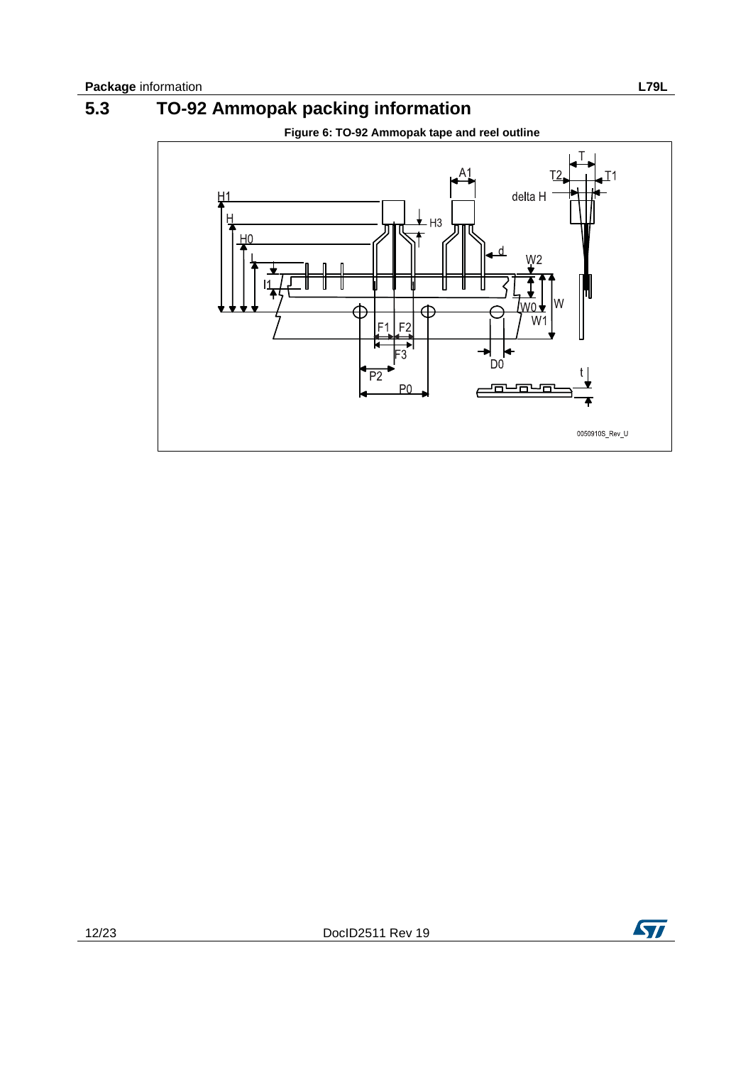## 5.3 TO-92 Ammopak packing information

**Figure 6: TO-92 Ammopak tape and reel outline**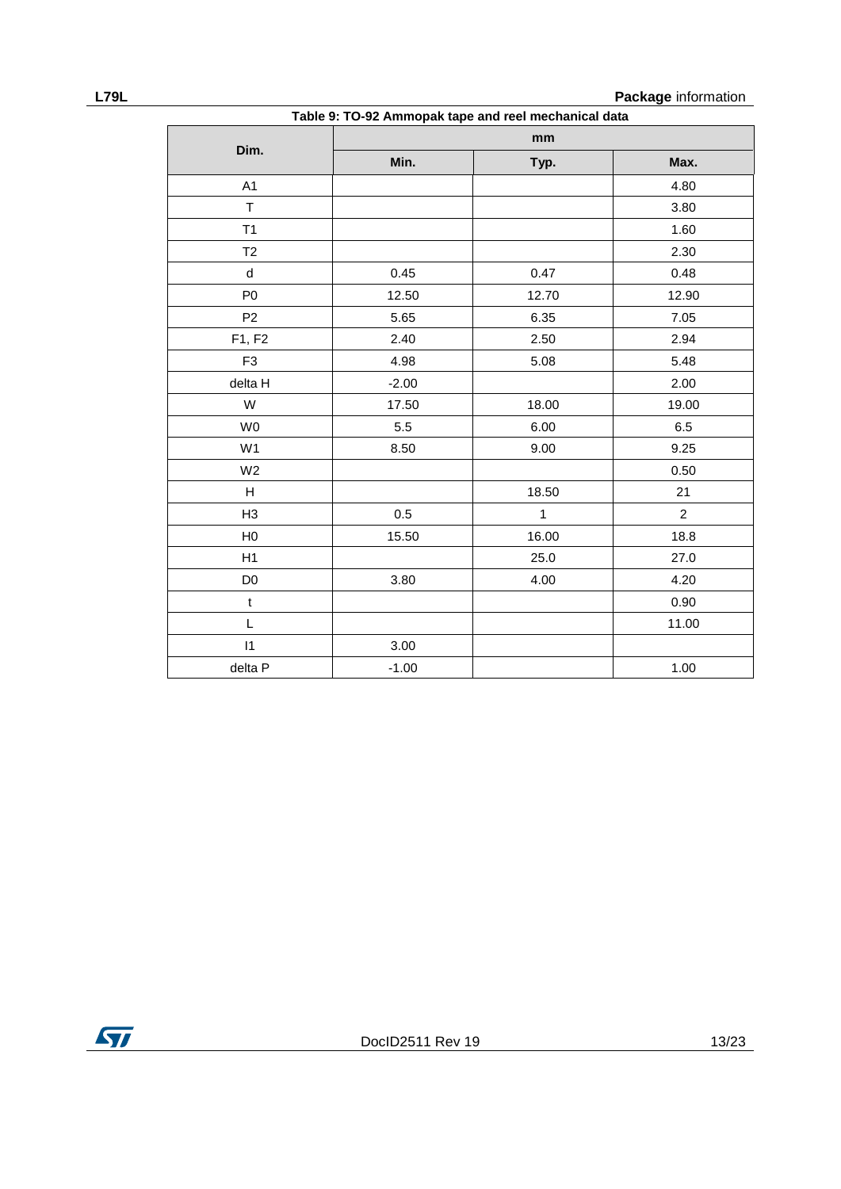Table 9: TO-92 Ammopak tape and reel mechanical data

| Dim. | mm | | |
|---|---|---|---|
| | Min. | Typ. | Max. |
| A1 | | | 4.80 |
| T | | | 3.80 |
| T1 | | | 1.60 |
| T2 | | | 2.30 |
| d | 0.45 | 0.47 | 0.48 |
| P0 | 12.50 | 12.70 | 12.90 |
| P2 | 5.65 | 6.35 | 7.05 |
| F1, F2 | 2.40 | 2.50 | 2.94 |
| F3 | 4.98 | 5.08 | 5.48 |
| delta H | -2.00 | | 2.00 |
| W | 17.50 | 18.00 | 19.00 |
| W0 | 5.5 | 6.00 | 6.5 |
| W1 | 8.50 | 9.00 | 9.25 |
| W2 | | | 0.50 |
| H | | 18.50 | 21 |
| H3 | 0.5 | 1 | 2 |
| H0 | 15.50 | 16.00 | 18.8 |
| H1 | | 25.0 | 27.0 |
| D0 | 3.80 | 4.00 | 4.20 |
| t | | | 0.90 |
| L | | | 11.00 |
| I1 | 3.00 | | |
| delta P | -1.00 | | 1.00 |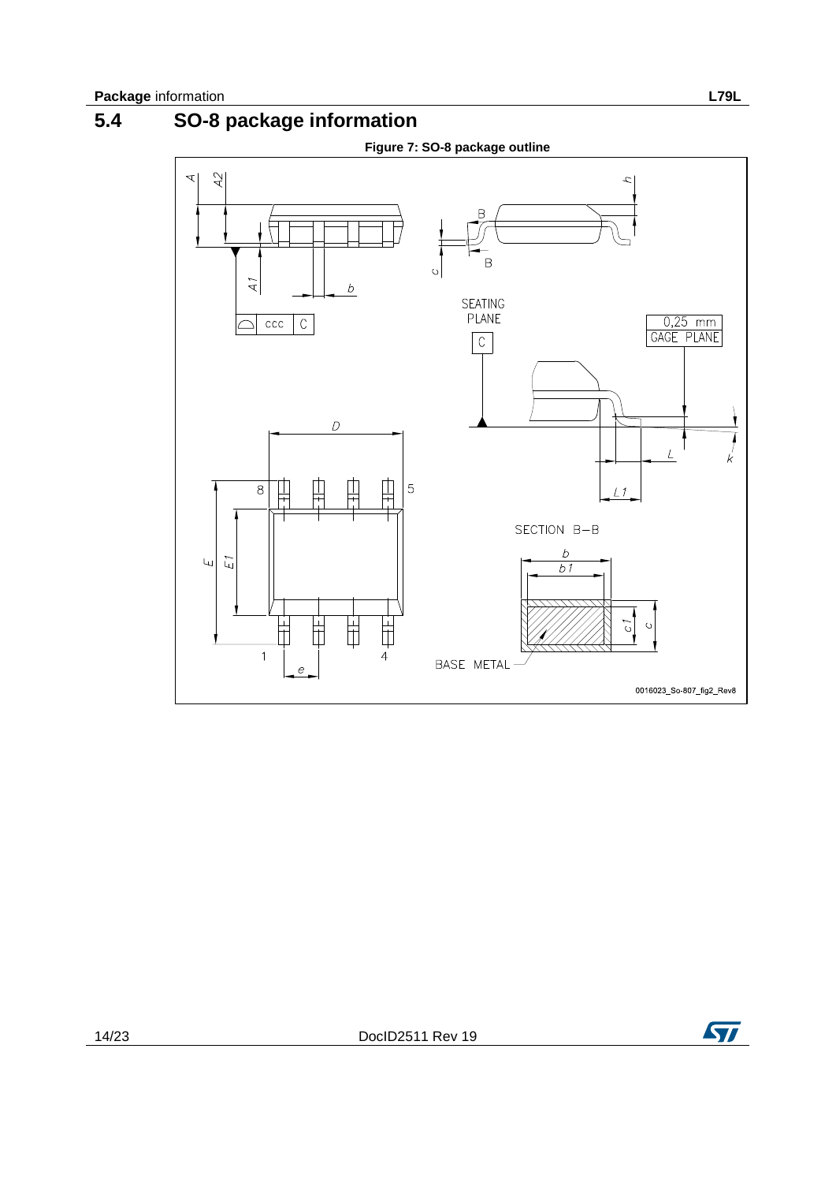## 5.4 SO-8 package information

**Figure 7: SO-8 package outline**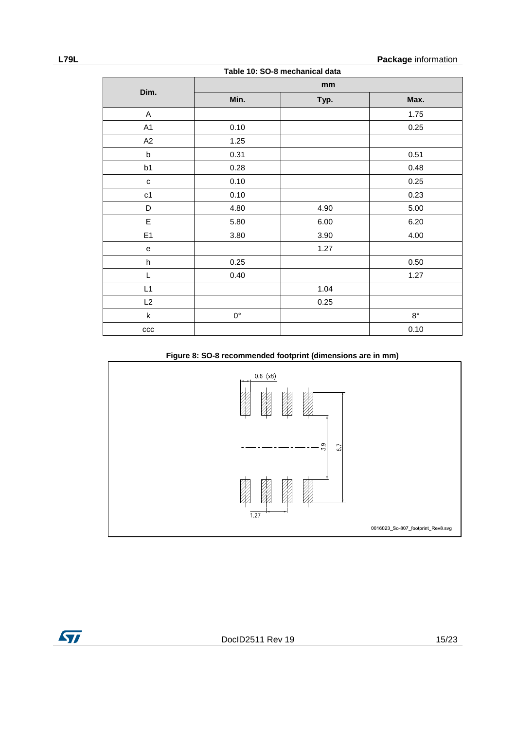**Table 10: SO-8 mechanical data**

| Dim. | mm | | |
|---|---|---|---|
| | Min. | Typ. | Max. |
| A | | | 1.75 |
| A1 | 0.10 | | 0.25 |
| A2 | 1.25 | | |
| b | 0.31 | | 0.51 |
| b1 | 0.28 | | 0.48 |
| c | 0.10 | | 0.25 |
| c1 | 0.10 | | 0.23 |
| D | 4.80 | 4.90 | 5.00 |
| E | 5.80 | 6.00 | 6.20 |
| E1 | 3.80 | 3.90 | 4.00 |
| e | | 1.27 | |
| h | 0.25 | | 0.50 |
| L | 0.40 | | 1.27 |
| L1 | | 1.04 | |
| L2 | | 0.25 | |
| k | 0° | | 8° |
| ccc | | | 0.10 |

**Figure 8: SO-8 recommended footprint (dimensions are in mm)**

0.6 (x8)

3.9

6.7

1.27

0016023_So-807_footprint_Rev8.svg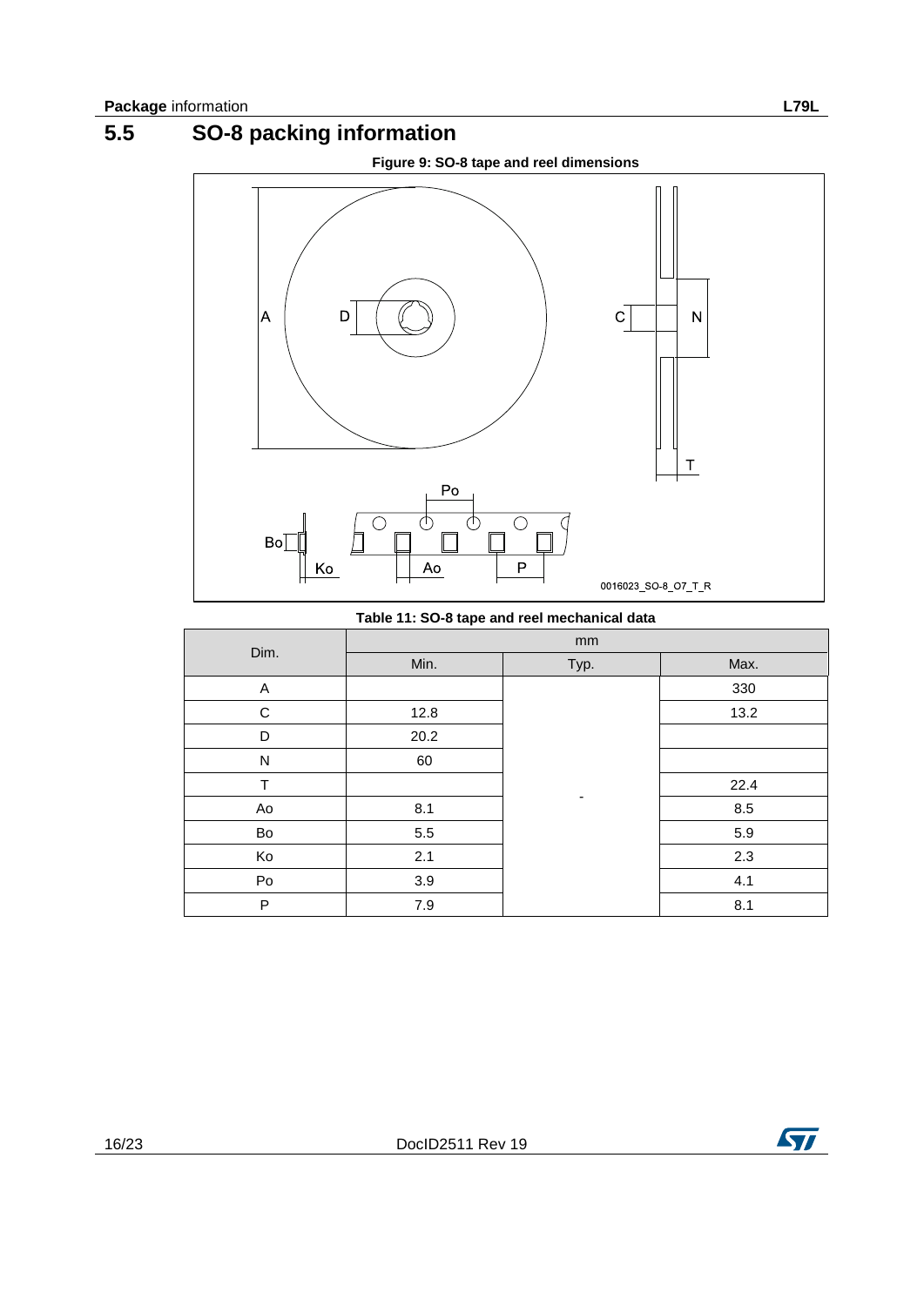## 5.5 SO-8 packing information

**Figure 9: SO-8 tape and reel dimensions**

**Table 11: SO-8 tape and reel mechanical data**

| Dim. | mm | | |
|---|---|---|---|
| | Min. | Typ. | Max. |
| A | | - | 330 |
| C | 12.8 | | 13.2 |
| D | 20.2 | | |
| N | 60 | | |
| T | | | 22.4 |
| Ao | 8.1 | | 8.5 |
| Bo | 5.5 | | 5.9 |
| Ko | 2.1 | | 2.3 |
| Po | 3.9 | | 4.1 |
| P | 7.9 | | 8.1 |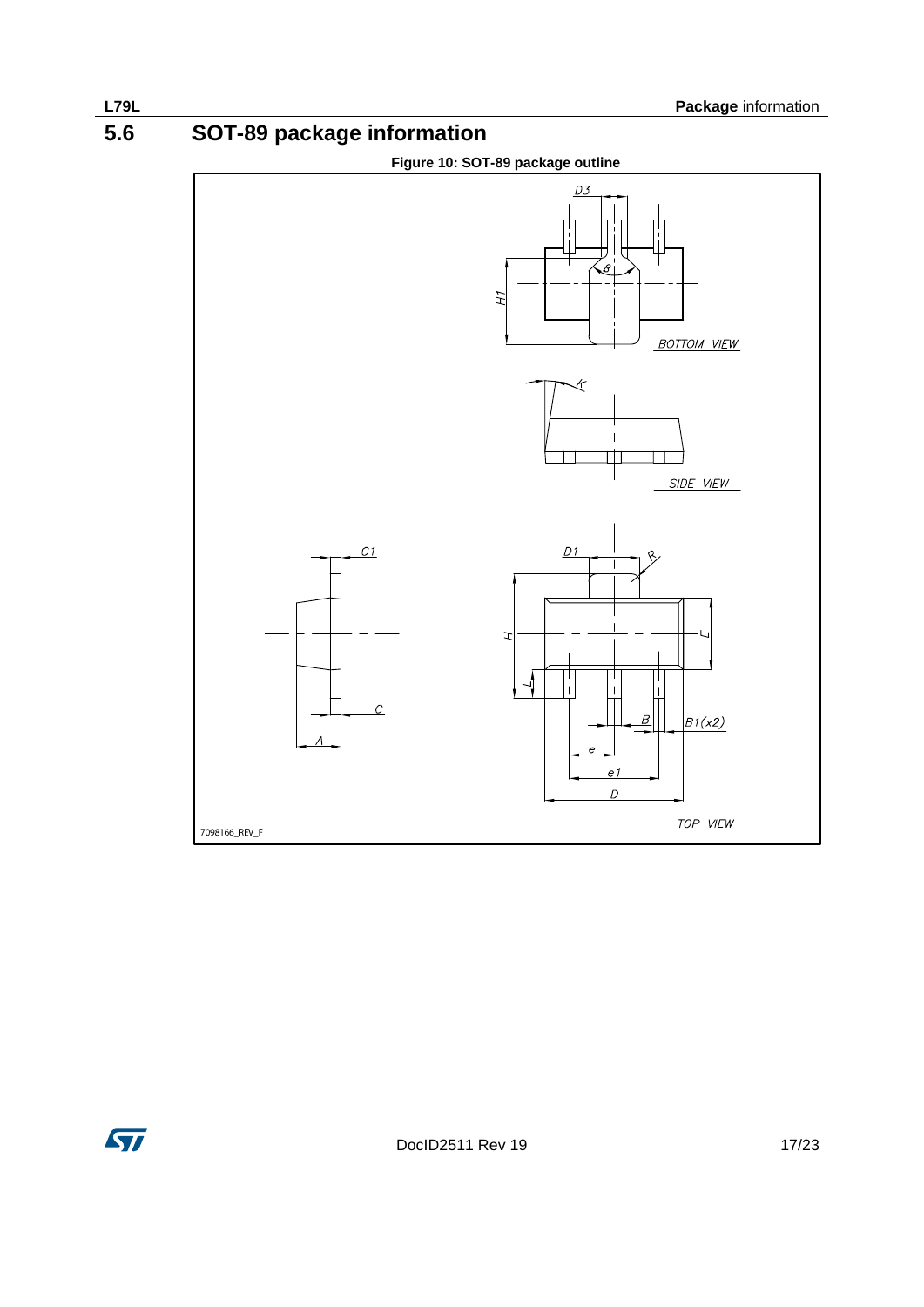## 5.6 SOT-89 package information

**Figure 10: SOT-89 package outline**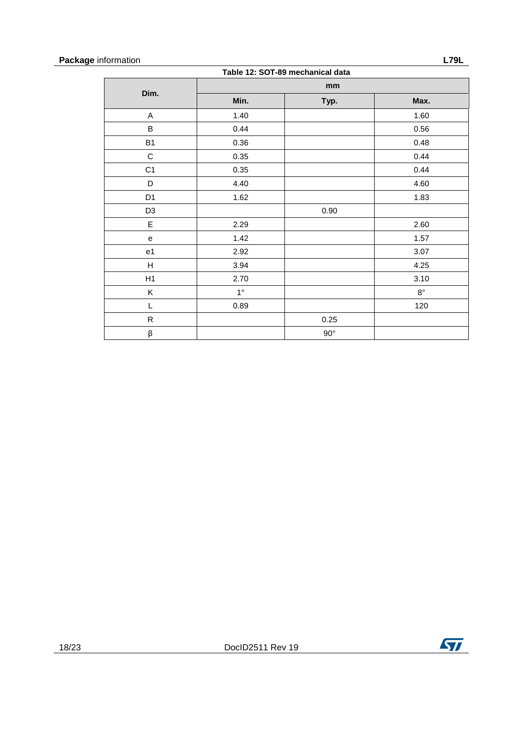Table 12: SOT-89 mechanical data

| Dim. | mm | | |
|---|---|---|---|
| | Min. | Typ. | Max. |
| A | 1.40 | | 1.60 |
| B | 0.44 | | 0.56 |
| B1 | 0.36 | | 0.48 |
| C | 0.35 | | 0.44 |
| C1 | 0.35 | | 0.44 |
| D | 4.40 | | 4.60 |
| D1 | 1.62 | | 1.83 |
| D3 | | 0.90 | |
| E | 2.29 | | 2.60 |
| e | 1.42 | | 1.57 |
| e1 | 2.92 | | 3.07 |
| H | 3.94 | | 4.25 |
| H1 | 2.70 | | 3.10 |
| K | 1° | | 8° |
| L | 0.89 | | 120 |
| R | | 0.25 | |
| β | | 90° | |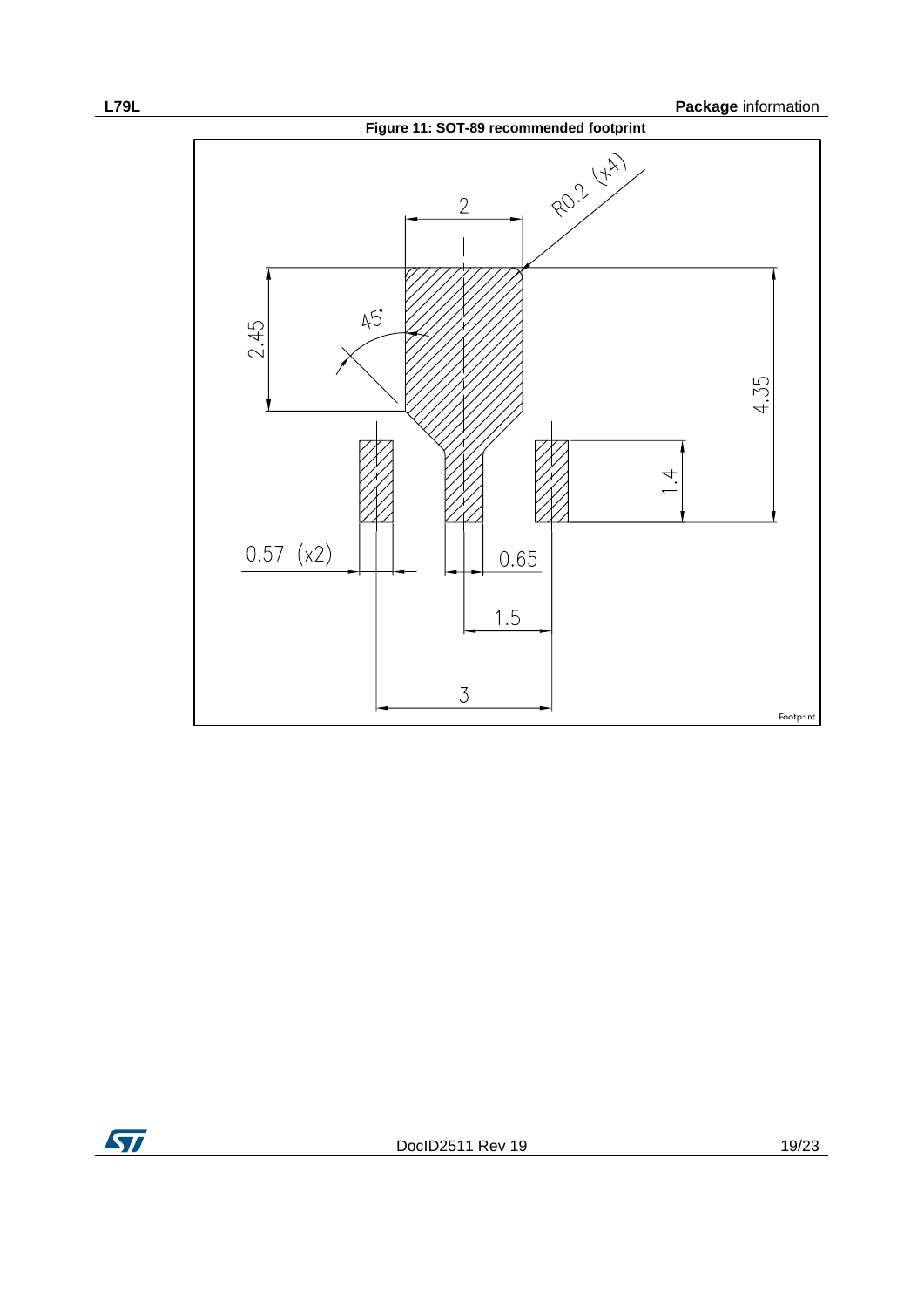**Figure 11: SOT-89 recommended footprint**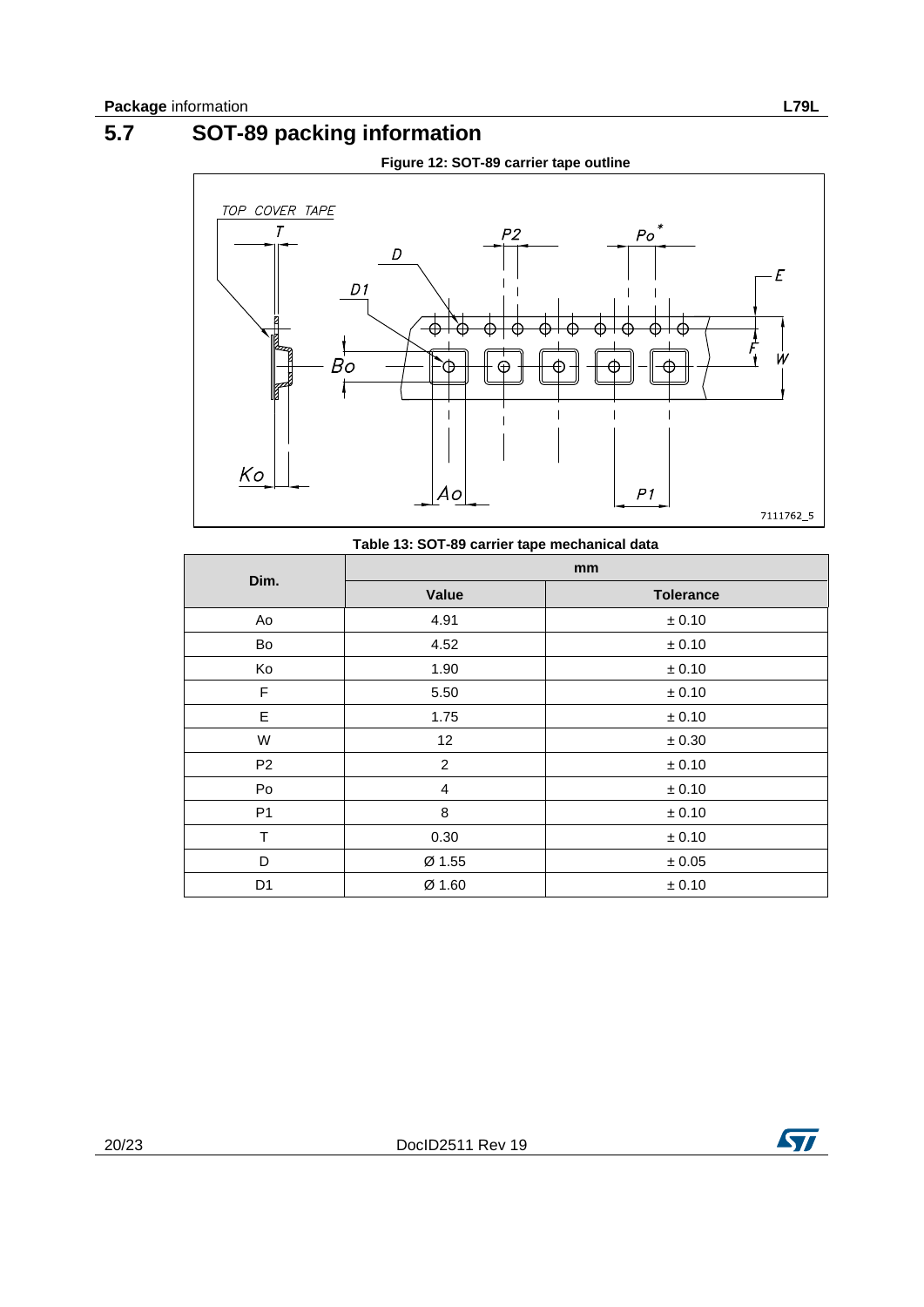## 5.7 SOT-89 packing information

**Figure 12: SOT-89 carrier tape outline**

**Table 13: SOT-89 carrier tape mechanical data**

| Dim. | mm | |
|---|---|---|
| | Value | Tolerance |
| Ao | 4.91 | ± 0.10 |
| Bo | 4.52 | ± 0.10 |
| Ko | 1.90 | ± 0.10 |
| F | 5.50 | ± 0.10 |
| E | 1.75 | ± 0.10 |
| W | 12 | ± 0.30 |
| P2 | 2 | ± 0.10 |
| Po | 4 | ± 0.10 |
| P1 | 8 | ± 0.10 |
| T | 0.30 | ± 0.10 |
| D | Ø 1.55 | ± 0.05 |
| D1 | Ø 1.60 | ± 0.10 |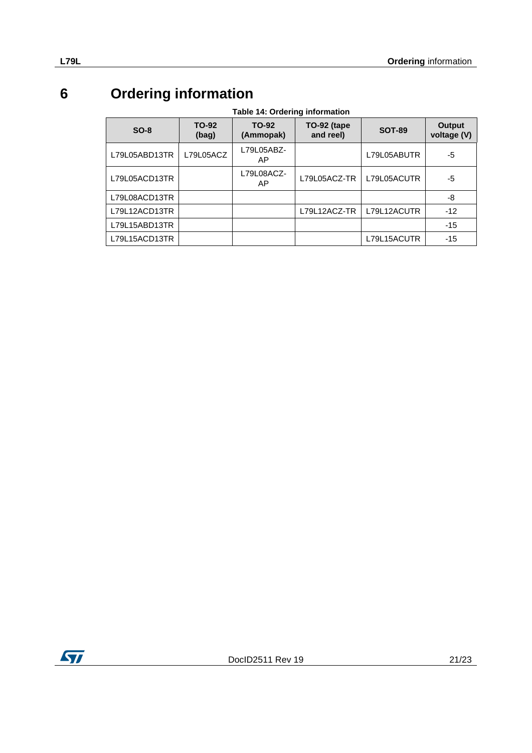# 6 Ordering information

Table 14: Ordering information

| SO-8 | TO-92 (bag) | TO-92 (Ammopak) | TO-92 (tape and reel) | SOT-89 | Output voltage (V) |
|---|---|---|---|---|---|
| L79L05ABD13TR | L79L05ACZ | L79L05ABZ-AP | | L79L05ABUTR | -5 |
| L79L05ACD13TR | | L79L08ACZ-AP | L79L05ACZ-TR | L79L05ACUTR | -5 |
| L79L08ACD13TR | | | | | -8 |
| L79L12ACD13TR | | | L79L12ACZ-TR | L79L12ACUTR | -12 |
| L79L15ABD13TR | | | | | -15 |
| L79L15ACD13TR | | | | L79L15ACUTR | -15 |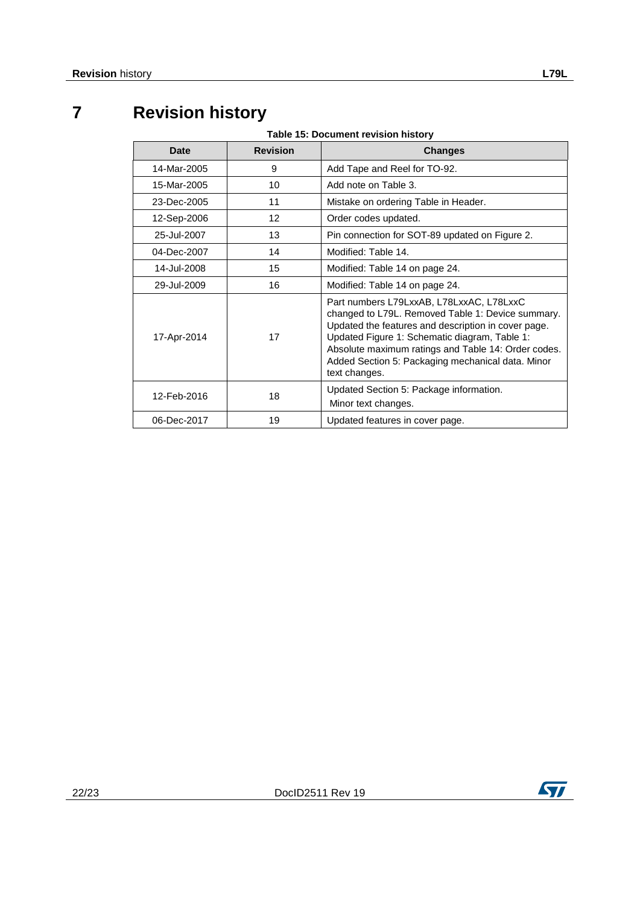# 7 Revision history

**Table 15: Document revision history**

| Date | Revision | Changes |
|---|---|---|
| 14-Mar-2005 | 9 | Add Tape and Reel for TO-92. |
| 15-Mar-2005 | 10 | Add note on Table 3. |
| 23-Dec-2005 | 11 | Mistake on ordering Table in Header. |
| 12-Sep-2006 | 12 | Order codes updated. |
| 25-Jul-2007 | 13 | Pin connection for SOT-89 updated on Figure 2. |
| 04-Dec-2007 | 14 | Modified: Table 14. |
| 14-Jul-2008 | 15 | Modified: Table 14 on page 24. |
| 29-Jul-2009 | 16 | Modified: Table 14 on page 24. |
| 17-Apr-2014 | 17 | Part numbers L79LxxAB, L78LxxAC, L78LxxC changed to L79L. Removed Table 1: Device summary. Updated the features and description in cover page. Updated Figure 1: Schematic diagram, Table 1: Absolute maximum ratings and Table 14: Order codes. Added Section 5: Packaging mechanical data. Minor text changes. |
| 12-Feb-2016 | 18 | Updated Section 5: Package information. Minor text changes. |
| 06-Dec-2017 | 19 | Updated features in cover page. |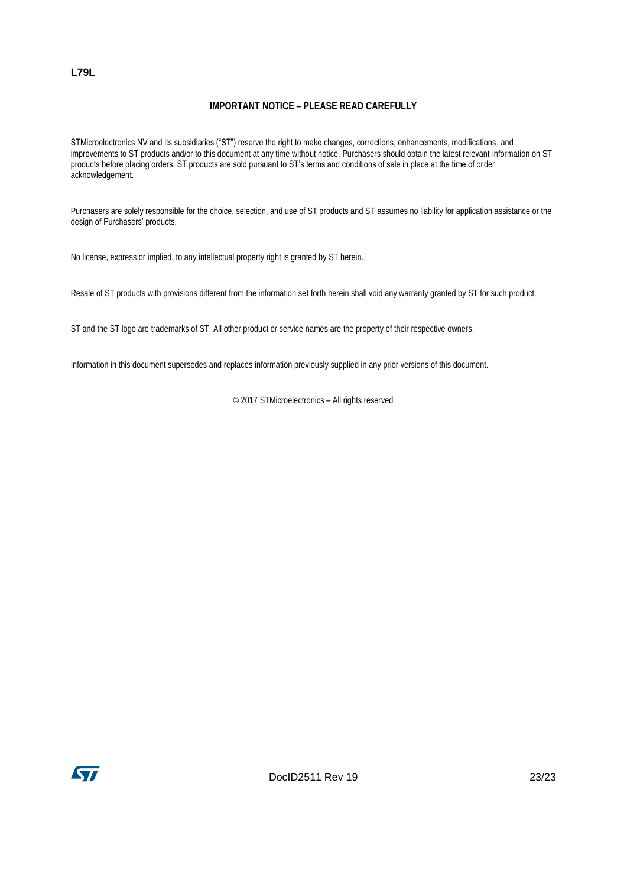## IMPORTANT NOTICE – PLEASE READ CAREFULLY

STMicroelectronics NV and its subsidiaries ("ST") reserve the right to make changes, corrections, enhancements, modifications, and improvements to ST products and/or to this document at any time without notice. Purchasers should obtain the latest relevant information on ST products before placing orders. ST products are sold pursuant to ST's terms and conditions of sale in place at the time of order acknowledgement.

Purchasers are solely responsible for the choice, selection, and use of ST products and ST assumes no liability for application assistance or the design of Purchasers' products.

No license, express or implied, to any intellectual property right is granted by ST herein.

Resale of ST products with provisions different from the information set forth herein shall void any warranty granted by ST for such product.

ST and the ST logo are trademarks of ST. All other product or service names are the property of their respective owners.

Information in this document supersedes and replaces information previously supplied in any prior versions of this document.

© 2017 STMicroelectronics – All rights reserved